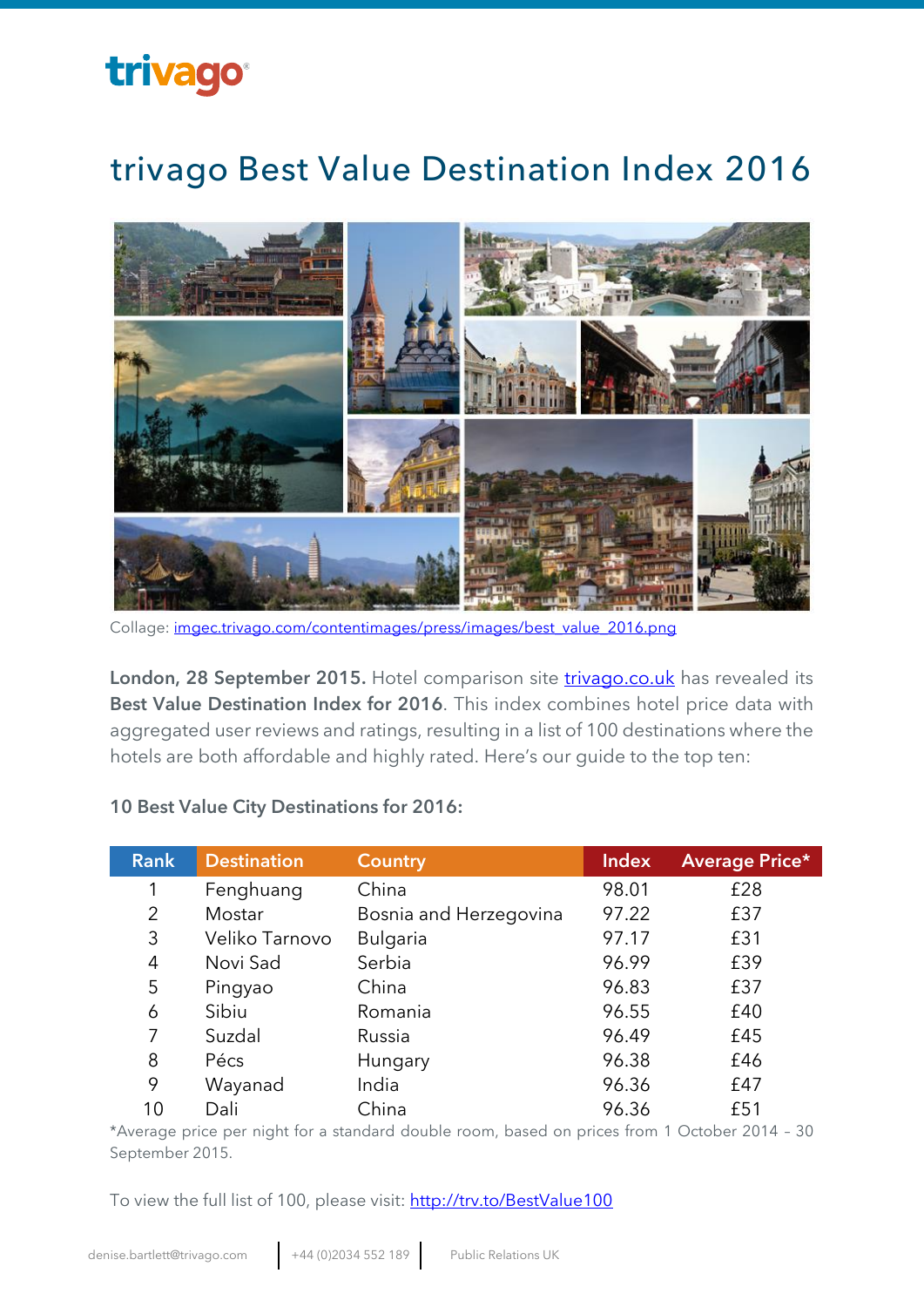trivago

# trivago Best Value Destination Index 2016

Collage: imgec.trivago.com/contentimages/press/images/best_value_2016.png

**London, 28 September 2015.** Hotel comparison site trivago.co.uk has revealed its **Best Value Destination Index for 2016**. This index combines hotel price data with aggregated user reviews and ratings, resulting in a list of 100 destinations where the hotels are both affordable and highly rated. Here's our guide to the top ten:

**10 Best Value City Destinations for 2016:**

| Rank | Destination | Country | Index | Average Price* |
|---|---|---|---|---|
| 1 | Fenghuang | China | 98.01 | £28 |
| 2 | Mostar | Bosnia and Herzegovina | 97.22 | £37 |
| 3 | Veliko Tarnovo | Bulgaria | 97.17 | £31 |
| 4 | Novi Sad | Serbia | 96.99 | £39 |
| 5 | Pingyao | China | 96.83 | £37 |
| 6 | Sibiu | Romania | 96.55 | £40 |
| 7 | Suzdal | Russia | 96.49 | £45 |
| 8 | Pécs | Hungary | 96.38 | £46 |
| 9 | Wayanad | India | 96.36 | £47 |
| 10 | Dali | China | 96.36 | £51 |

*Average price per night for a standard double room, based on prices from 1 October 2014 – 30 September 2015.

To view the full list of 100, please visit: http://trv.to/BestValue100

denise.bartlett@trivago.com | +44 (0)2034 552 189 | Public Relations UK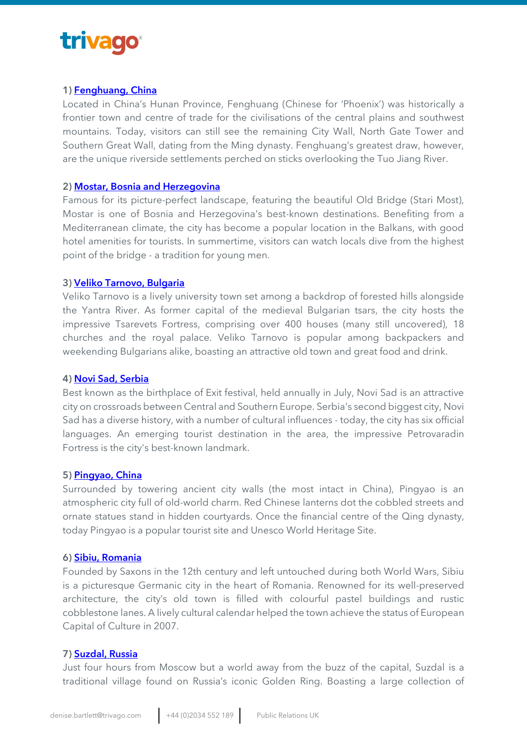**1) [Fenghuang, China]**

Located in China's Hunan Province, Fenghuang (Chinese for 'Phoenix') was historically a frontier town and centre of trade for the civilisations of the central plains and southwest mountains. Today, visitors can still see the remaining City Wall, North Gate Tower and Southern Great Wall, dating from the Ming dynasty. Fenghuang's greatest draw, however, are the unique riverside settlements perched on sticks overlooking the Tuo Jiang River.

**2) [Mostar, Bosnia and Herzegovina]**

Famous for its picture-perfect landscape, featuring the beautiful Old Bridge (Stari Most), Mostar is one of Bosnia and Herzegovina's best-known destinations. Benefiting from a Mediterranean climate, the city has become a popular location in the Balkans, with good hotel amenities for tourists. In summertime, visitors can watch locals dive from the highest point of the bridge - a tradition for young men.

**3) [Veliko Tarnovo, Bulgaria]**

Veliko Tarnovo is a lively university town set among a backdrop of forested hills alongside the Yantra River. As former capital of the medieval Bulgarian tsars, the city hosts the impressive Tsarevets Fortress, comprising over 400 houses (many still uncovered), 18 churches and the royal palace. Veliko Tarnovo is popular among backpackers and weekending Bulgarians alike, boasting an attractive old town and great food and drink.

**4) [Novi Sad, Serbia]**

Best known as the birthplace of Exit festival, held annually in July, Novi Sad is an attractive city on crossroads between Central and Southern Europe. Serbia's second biggest city, Novi Sad has a diverse history, with a number of cultural influences - today, the city has six official languages. An emerging tourist destination in the area, the impressive Petrovaradin Fortress is the city's best-known landmark.

**5) [Pingyao, China]**

Surrounded by towering ancient city walls (the most intact in China), Pingyao is an atmospheric city full of old-world charm. Red Chinese lanterns dot the cobbled streets and ornate statues stand in hidden courtyards. Once the financial centre of the Qing dynasty, today Pingyao is a popular tourist site and Unesco World Heritage Site.

**6) [Sibiu, Romania]**

Founded by Saxons in the 12th century and left untouched during both World Wars, Sibiu is a picturesque Germanic city in the heart of Romania. Renowned for its well-preserved architecture, the city's old town is filled with colourful pastel buildings and rustic cobblestone lanes. A lively cultural calendar helped the town achieve the status of European Capital of Culture in 2007.

**7) [Suzdal, Russia]**

Just four hours from Moscow but a world away from the buzz of the capital, Suzdal is a traditional village found on Russia's iconic Golden Ring. Boasting a large collection of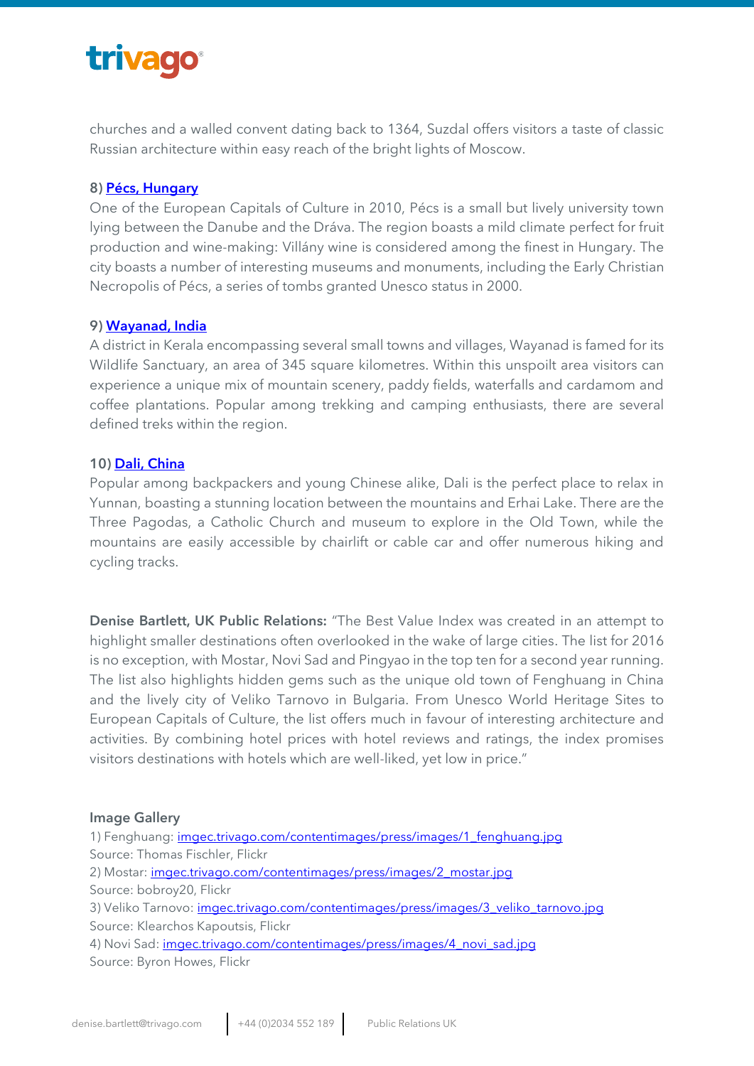churches and a walled convent dating back to 1364, Suzdal offers visitors a taste of classic Russian architecture within easy reach of the bright lights of Moscow.

**8) [Pécs, Hungary]()**

One of the European Capitals of Culture in 2010, Pécs is a small but lively university town lying between the Danube and the Dráva. The region boasts a mild climate perfect for fruit production and wine-making: Villány wine is considered among the finest in Hungary. The city boasts a number of interesting museums and monuments, including the Early Christian Necropolis of Pécs, a series of tombs granted Unesco status in 2000.

**9) [Wayanad, India]()**

A district in Kerala encompassing several small towns and villages, Wayanad is famed for its Wildlife Sanctuary, an area of 345 square kilometres. Within this unspoilt area visitors can experience a unique mix of mountain scenery, paddy fields, waterfalls and cardamom and coffee plantations. Popular among trekking and camping enthusiasts, there are several defined treks within the region.

**10) [Dali, China]()**

Popular among backpackers and young Chinese alike, Dali is the perfect place to relax in Yunnan, boasting a stunning location between the mountains and Erhai Lake. There are the Three Pagodas, a Catholic Church and museum to explore in the Old Town, while the mountains are easily accessible by chairlift or cable car and offer numerous hiking and cycling tracks.

**Denise Bartlett, UK Public Relations:** "The Best Value Index was created in an attempt to highlight smaller destinations often overlooked in the wake of large cities. The list for 2016 is no exception, with Mostar, Novi Sad and Pingyao in the top ten for a second year running. The list also highlights hidden gems such as the unique old town of Fenghuang in China and the lively city of Veliko Tarnovo in Bulgaria. From Unesco World Heritage Sites to European Capitals of Culture, the list offers much in favour of interesting architecture and activities. By combining hotel prices with hotel reviews and ratings, the index promises visitors destinations with hotels which are well-liked, yet low in price."

**Image Gallery**

1) Fenghuang: imgec.trivago.com/contentimages/press/images/1_fenghuang.jpg
Source: Thomas Fischler, Flickr
2) Mostar: imgec.trivago.com/contentimages/press/images/2_mostar.jpg
Source: bobroy20, Flickr
3) Veliko Tarnovo: imgec.trivago.com/contentimages/press/images/3_veliko_tarnovo.jpg
Source: Klearchos Kapoutsis, Flickr
4) Novi Sad: imgec.trivago.com/contentimages/press/images/4_novi_sad.jpg
Source: Byron Howes, Flickr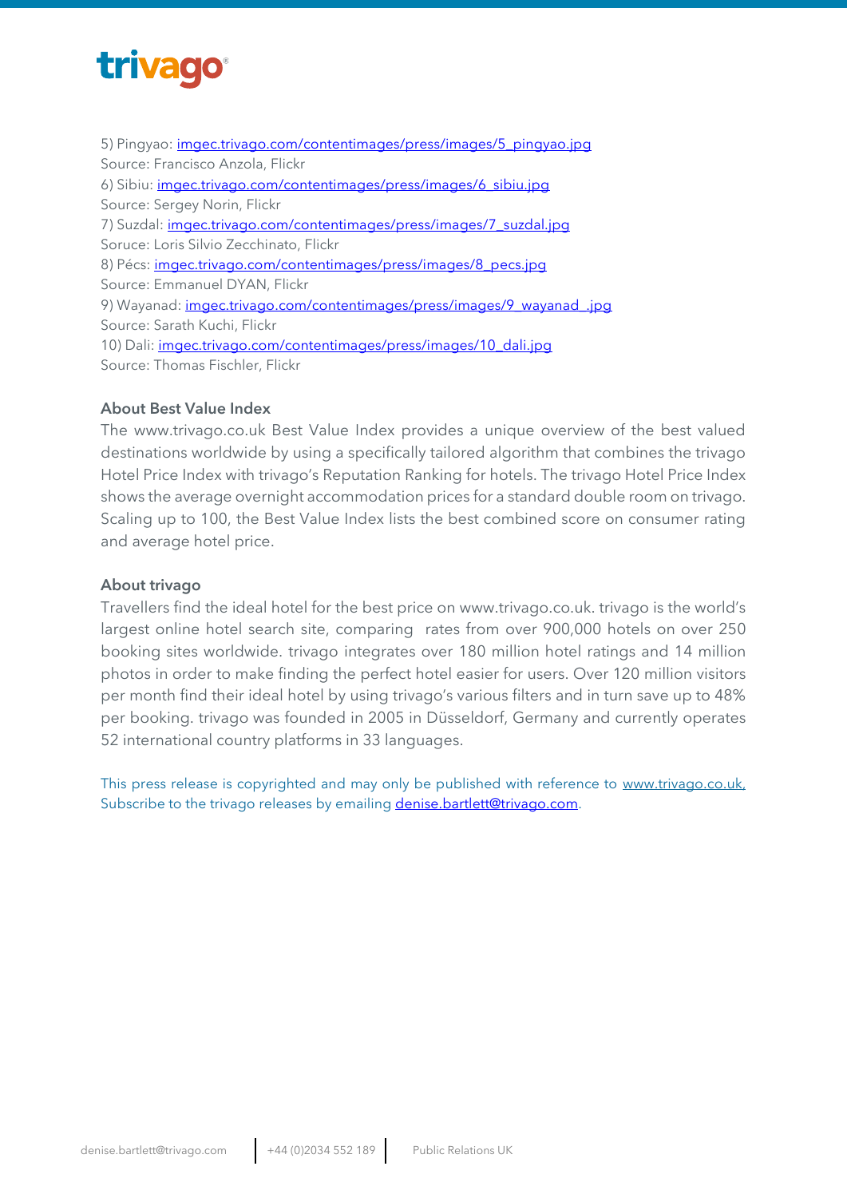5) Pingyao: imgec.trivago.com/contentimages/press/images/5_pingyao.jpg
Source: Francisco Anzola, Flickr
6) Sibiu: imgec.trivago.com/contentimages/press/images/6_sibiu.jpg
Source: Sergey Norin, Flickr
7) Suzdal: imgec.trivago.com/contentimages/press/images/7_suzdal.jpg
Soruce: Loris Silvio Zecchinato, Flickr
8) Pécs: imgec.trivago.com/contentimages/press/images/8_pecs.jpg
Source: Emmanuel DYAN, Flickr
9) Wayanad: imgec.trivago.com/contentimages/press/images/9_wayanad_.jpg
Source: Sarath Kuchi, Flickr
10) Dali: imgec.trivago.com/contentimages/press/images/10_dali.jpg
Source: Thomas Fischler, Flickr

**About Best Value Index**

The www.trivago.co.uk Best Value Index provides a unique overview of the best valued destinations worldwide by using a specifically tailored algorithm that combines the trivago Hotel Price Index with trivago's Reputation Ranking for hotels. The trivago Hotel Price Index shows the average overnight accommodation prices for a standard double room on trivago. Scaling up to 100, the Best Value Index lists the best combined score on consumer rating and average hotel price.

**About trivago**

Travellers find the ideal hotel for the best price on www.trivago.co.uk. trivago is the world's largest online hotel search site, comparing rates from over 900,000 hotels on over 250 booking sites worldwide. trivago integrates over 180 million hotel ratings and 14 million photos in order to make finding the perfect hotel easier for users. Over 120 million visitors per month find their ideal hotel by using trivago's various filters and in turn save up to 48% per booking. trivago was founded in 2005 in Düsseldorf, Germany and currently operates 52 international country platforms in 33 languages.

This press release is copyrighted and may only be published with reference to www.trivago.co.uk, Subscribe to the trivago releases by emailing denise.bartlett@trivago.com.

denise.bartlett@trivago.com | +44 (0)2034 552 189 | Public Relations UK